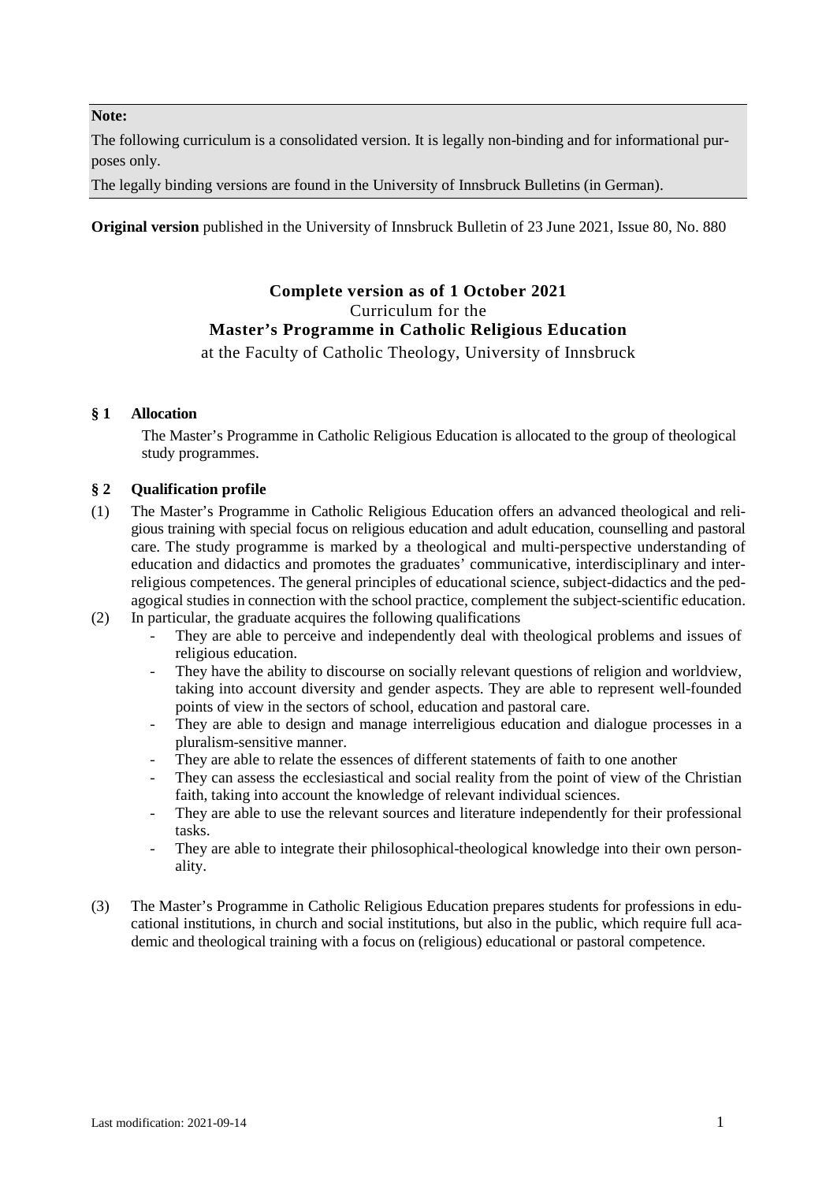**Note:**

The following curriculum is a consolidated version. It is legally non-binding and for informational purposes only.

The legally binding versions are found in the University of Innsbruck Bulletins (in German).

**Original version** published in the University of Innsbruck Bulletin of 23 June 2021, Issue 80, No. 880

# Complete version as of 1 October 2021

Curriculum for the

**Master's Programme in Catholic Religious Education**

at the Faculty of Catholic Theology, University of Innsbruck

## § 1 Allocation

The Master's Programme in Catholic Religious Education is allocated to the group of theological study programmes.

## § 2 Qualification profile

(1) The Master's Programme in Catholic Religious Education offers an advanced theological and religious training with special focus on religious education and adult education, counselling and pastoral care. The study programme is marked by a theological and multi-perspective understanding of education and didactics and promotes the graduates' communicative, interdisciplinary and interreligious competences. The general principles of educational science, subject-didactics and the pedagogical studies in connection with the school practice, complement the subject-scientific education.

(2) In particular, the graduate acquires the following qualifications

- They are able to perceive and independently deal with theological problems and issues of religious education.
- They have the ability to discourse on socially relevant questions of religion and worldview, taking into account diversity and gender aspects. They are able to represent well-founded points of view in the sectors of school, education and pastoral care.
- They are able to design and manage interreligious education and dialogue processes in a pluralism-sensitive manner.
- They are able to relate the essences of different statements of faith to one another
- They can assess the ecclesiastical and social reality from the point of view of the Christian faith, taking into account the knowledge of relevant individual sciences.
- They are able to use the relevant sources and literature independently for their professional tasks.
- They are able to integrate their philosophical-theological knowledge into their own personality.

(3) The Master's Programme in Catholic Religious Education prepares students for professions in educational institutions, in church and social institutions, but also in the public, which require full academic and theological training with a focus on (religious) educational or pastoral competence.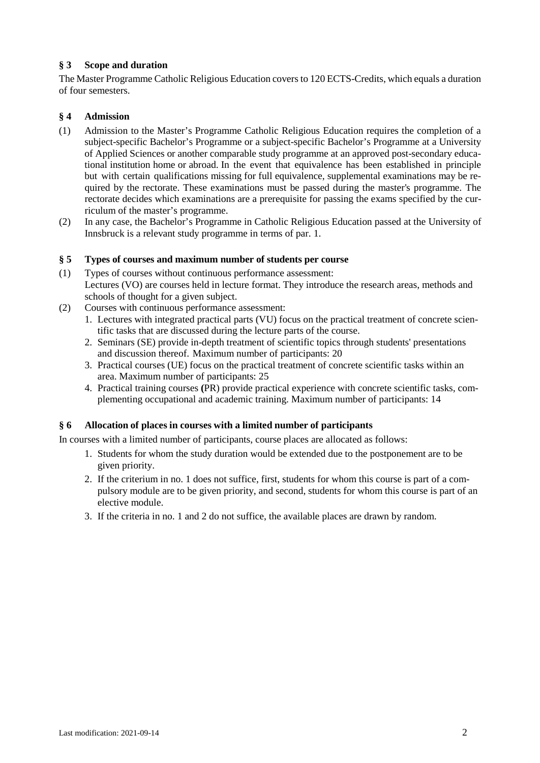## § 3 Scope and duration

The Master Programme Catholic Religious Education covers to 120 ECTS-Credits, which equals a duration of four semesters.

## § 4 Admission

(1) Admission to the Master's Programme Catholic Religious Education requires the completion of a subject-specific Bachelor's Programme or a subject-specific Bachelor's Programme at a University of Applied Sciences or another comparable study programme at an approved post-secondary educational institution home or abroad. In the event that equivalence has been established in principle but with certain qualifications missing for full equivalence, supplemental examinations may be required by the rectorate. These examinations must be passed during the master's programme. The rectorate decides which examinations are a prerequisite for passing the exams specified by the curriculum of the master's programme.

(2) In any case, the Bachelor's Programme in Catholic Religious Education passed at the University of Innsbruck is a relevant study programme in terms of par. 1.

## § 5 Types of courses and maximum number of students per course

(1) Types of courses without continuous performance assessment:
Lectures (VO) are courses held in lecture format. They introduce the research areas, methods and schools of thought for a given subject.

(2) Courses with continuous performance assessment:
1. Lectures with integrated practical parts (VU) focus on the practical treatment of concrete scientific tasks that are discussed during the lecture parts of the course.
2. Seminars (SE) provide in-depth treatment of scientific topics through students' presentations and discussion thereof. Maximum number of participants: 20
3. Practical courses (UE) focus on the practical treatment of concrete scientific tasks within an area. Maximum number of participants: 25
4. Practical training courses (PR) provide practical experience with concrete scientific tasks, complementing occupational and academic training. Maximum number of participants: 14

## § 6 Allocation of places in courses with a limited number of participants

In courses with a limited number of participants, course places are allocated as follows:

1. Students for whom the study duration would be extended due to the postponement are to be given priority.
2. If the criterium in no. 1 does not suffice, first, students for whom this course is part of a compulsory module are to be given priority, and second, students for whom this course is part of an elective module.
3. If the criteria in no. 1 and 2 do not suffice, the available places are drawn by random.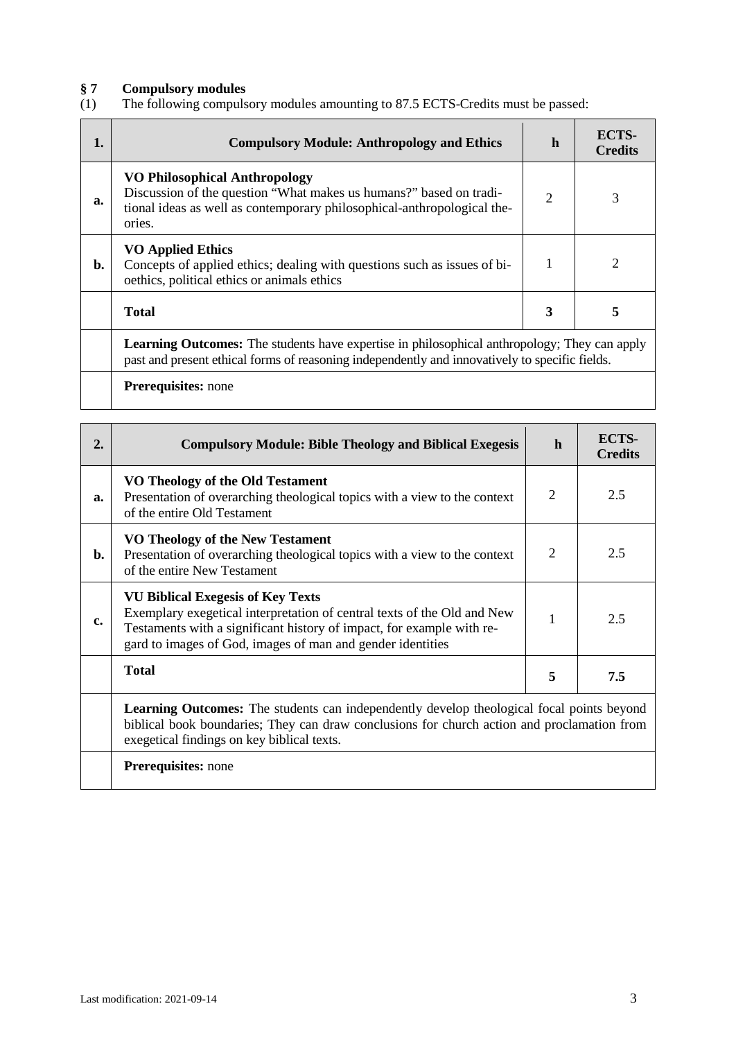## § 7 Compulsory modules

(1) The following compulsory modules amounting to 87.5 ECTS-Credits must be passed:

| 1. | Compulsory Module: Anthropology and Ethics | h | ECTS-Credits |
|---|---|---|---|
| a. | **VO Philosophical Anthropology**<br>Discussion of the question "What makes us humans?" based on traditional ideas as well as contemporary philosophical-anthropological theories. | 2 | 3 |
| b. | **VO Applied Ethics**<br>Concepts of applied ethics; dealing with questions such as issues of bioethics, political ethics or animals ethics | 1 | 2 |
| | **Total** | **3** | **5** |
| | **Learning Outcomes:** The students have expertise in philosophical anthropology; They can apply past and present ethical forms of reasoning independently and innovatively to specific fields. | | |
| | **Prerequisites:** none | | |

| 2. | Compulsory Module: Bible Theology and Biblical Exegesis | h | ECTS-Credits |
|---|---|---|---|
| a. | **VO Theology of the Old Testament**<br>Presentation of overarching theological topics with a view to the context of the entire Old Testament | 2 | 2.5 |
| b. | **VO Theology of the New Testament**<br>Presentation of overarching theological topics with a view to the context of the entire New Testament | 2 | 2.5 |
| c. | **VU Biblical Exegesis of Key Texts**<br>Exemplary exegetical interpretation of central texts of the Old and New Testaments with a significant history of impact, for example with regard to images of God, images of man and gender identities | 1 | 2.5 |
| | **Total** | **5** | **7.5** |
| | **Learning Outcomes:** The students can independently develop theological focal points beyond biblical book boundaries; They can draw conclusions for church action and proclamation from exegetical findings on key biblical texts. | | |
| | **Prerequisites:** none | | |

Last modification: 2021-09-14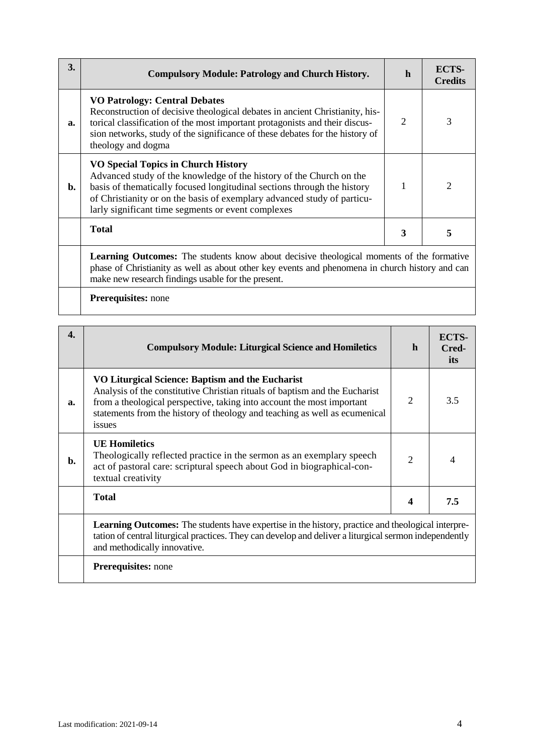| 3. | **Compulsory Module: Patrology and Church History.** | **h** | **ECTS-Credits** |
|---|---|---|---|
| **a.** | **VO Patrology: Central Debates**<br>Reconstruction of decisive theological debates in ancient Christianity, historical classification of the most important protagonists and their discussion networks, study of the significance of these debates for the history of theology and dogma | 2 | 3 |
| **b.** | **VO Special Topics in Church History**<br>Advanced study of the knowledge of the history of the Church on the basis of thematically focused longitudinal sections through the history of Christianity or on the basis of exemplary advanced study of particularly significant time segments or event complexes | 1 | 2 |
| | **Total** | **3** | **5** |
| | **Learning Outcomes:** The students know about decisive theological moments of the formative phase of Christianity as well as about other key events and phenomena in church history and can make new research findings usable for the present. | | |
| | **Prerequisites:** none | | |

| 4. | **Compulsory Module: Liturgical Science and Homiletics** | **h** | **ECTS-Credits** |
|---|---|---|---|
| **a.** | **VO Liturgical Science: Baptism and the Eucharist**<br>Analysis of the constitutive Christian rituals of baptism and the Eucharist from a theological perspective, taking into account the most important statements from the history of theology and teaching as well as ecumenical issues | 2 | 3.5 |
| **b.** | **UE Homiletics**<br>Theologically reflected practice in the sermon as an exemplary speech act of pastoral care: scriptural speech about God in biographical-contextual creativity | 2 | 4 |
| | **Total** | **4** | **7.5** |
| | **Learning Outcomes:** The students have expertise in the history, practice and theological interpretation of central liturgical practices. They can develop and deliver a liturgical sermon independently and methodically innovative. | | |
| | **Prerequisites:** none | | |

Last modification: 2021-09-14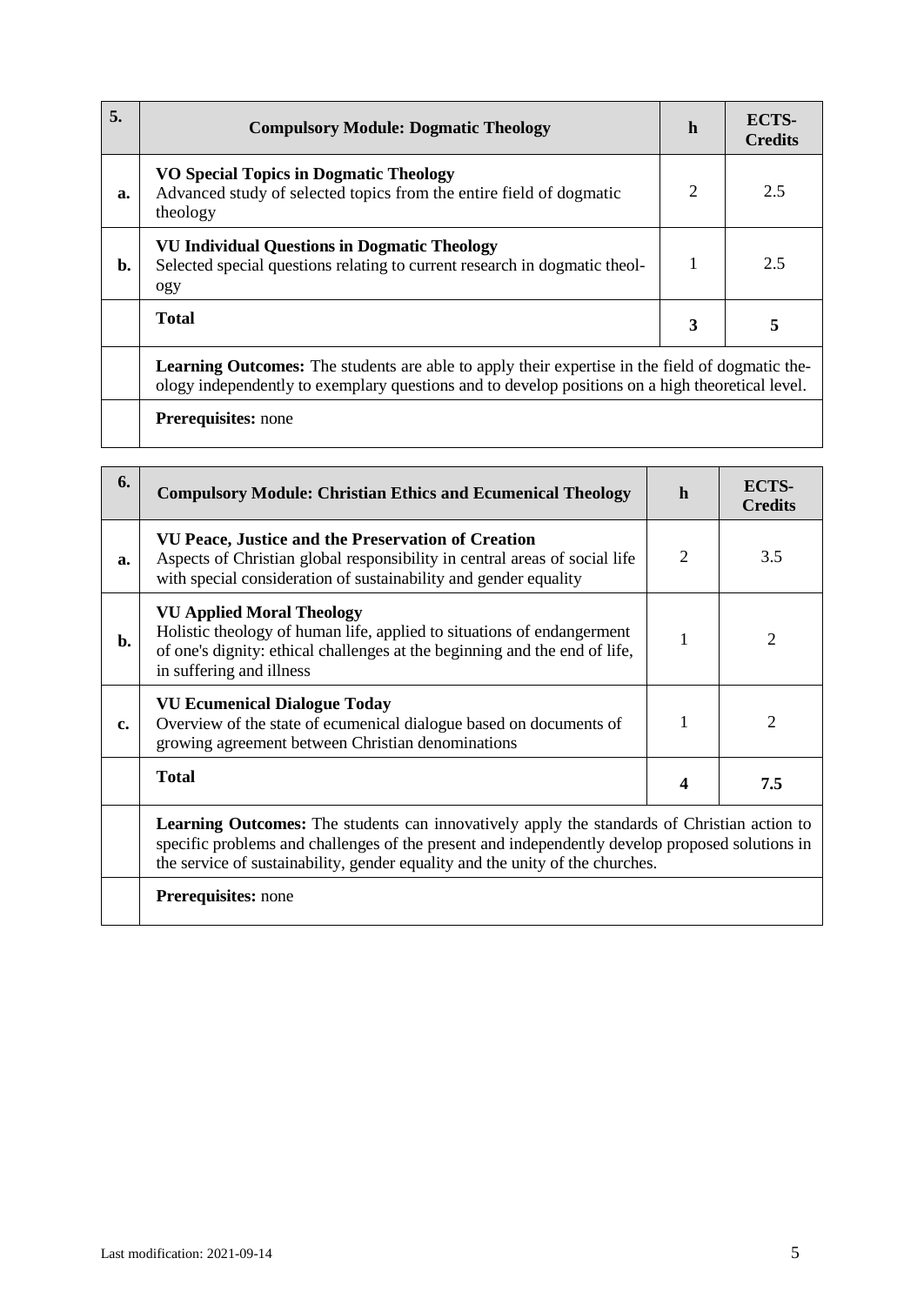| 5. | Compulsory Module: Dogmatic Theology | h | ECTS-Credits |
|---|---|---|---|
| a. | **VO Special Topics in Dogmatic Theology**<br>Advanced study of selected topics from the entire field of dogmatic theology | 2 | 2.5 |
| b. | **VU Individual Questions in Dogmatic Theology**<br>Selected special questions relating to current research in dogmatic theology | 1 | 2.5 |
| | **Total** | **3** | **5** |
| | **Learning Outcomes:** The students are able to apply their expertise in the field of dogmatic theology independently to exemplary questions and to develop positions on a high theoretical level. | | |
| | **Prerequisites:** none | | |

| 6. | Compulsory Module: Christian Ethics and Ecumenical Theology | h | ECTS-Credits |
|---|---|---|---|
| a. | **VU Peace, Justice and the Preservation of Creation**<br>Aspects of Christian global responsibility in central areas of social life with special consideration of sustainability and gender equality | 2 | 3.5 |
| b. | **VU Applied Moral Theology**<br>Holistic theology of human life, applied to situations of endangerment of one's dignity: ethical challenges at the beginning and the end of life, in suffering and illness | 1 | 2 |
| c. | **VU Ecumenical Dialogue Today**<br>Overview of the state of ecumenical dialogue based on documents of growing agreement between Christian denominations | 1 | 2 |
| | **Total** | **4** | **7.5** |
| | **Learning Outcomes:** The students can innovatively apply the standards of Christian action to specific problems and challenges of the present and independently develop proposed solutions in the service of sustainability, gender equality and the unity of the churches. | | |
| | **Prerequisites:** none | | |

Last modification: 2021-09-14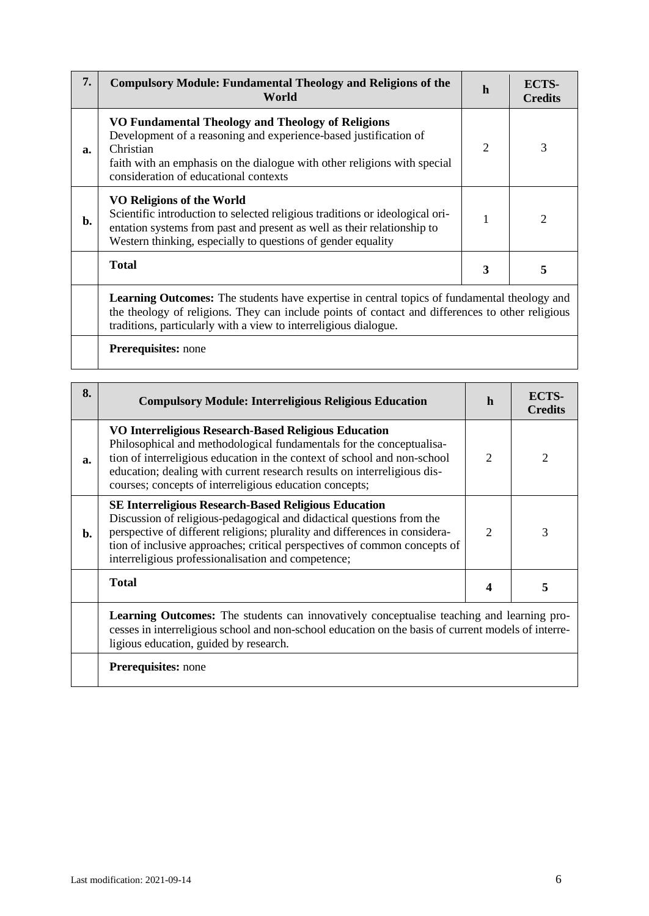| 7. | Compulsory Module: Fundamental Theology and Religions of the World | h | ECTS-Credits |
|---|---|---|---|
| a. | **VO Fundamental Theology and Theology of Religions** Development of a reasoning and experience-based justification of Christian faith with an emphasis on the dialogue with other religions with special consideration of educational contexts | 2 | 3 |
| b. | **VO Religions of the World** Scientific introduction to selected religious traditions or ideological orientation systems from past and present as well as their relationship to Western thinking, especially to questions of gender equality | 1 | 2 |
| | **Total** | **3** | **5** |
| | **Learning Outcomes:** The students have expertise in central topics of fundamental theology and the theology of religions. They can include points of contact and differences to other religious traditions, particularly with a view to interreligious dialogue. | | |
| | **Prerequisites:** none | | |

| 8. | Compulsory Module: Interreligious Religious Education | h | ECTS-Credits |
|---|---|---|---|
| a. | **VO Interreligious Research-Based Religious Education** Philosophical and methodological fundamentals for the conceptualisation of interreligious education in the context of school and non-school education; dealing with current research results on interreligious discourses; concepts of interreligious education concepts; | 2 | 2 |
| b. | **SE Interreligious Research-Based Religious Education** Discussion of religious-pedagogical and didactical questions from the perspective of different religions; plurality and differences in consideration of inclusive approaches; critical perspectives of common concepts of interreligious professionalisation and competence; | 2 | 3 |
| | **Total** | **4** | **5** |
| | **Learning Outcomes:** The students can innovatively conceptualise teaching and learning processes in interreligious school and non-school education on the basis of current models of interreligious education, guided by research. | | |
| | **Prerequisites:** none | | |

Last modification: 2021-09-14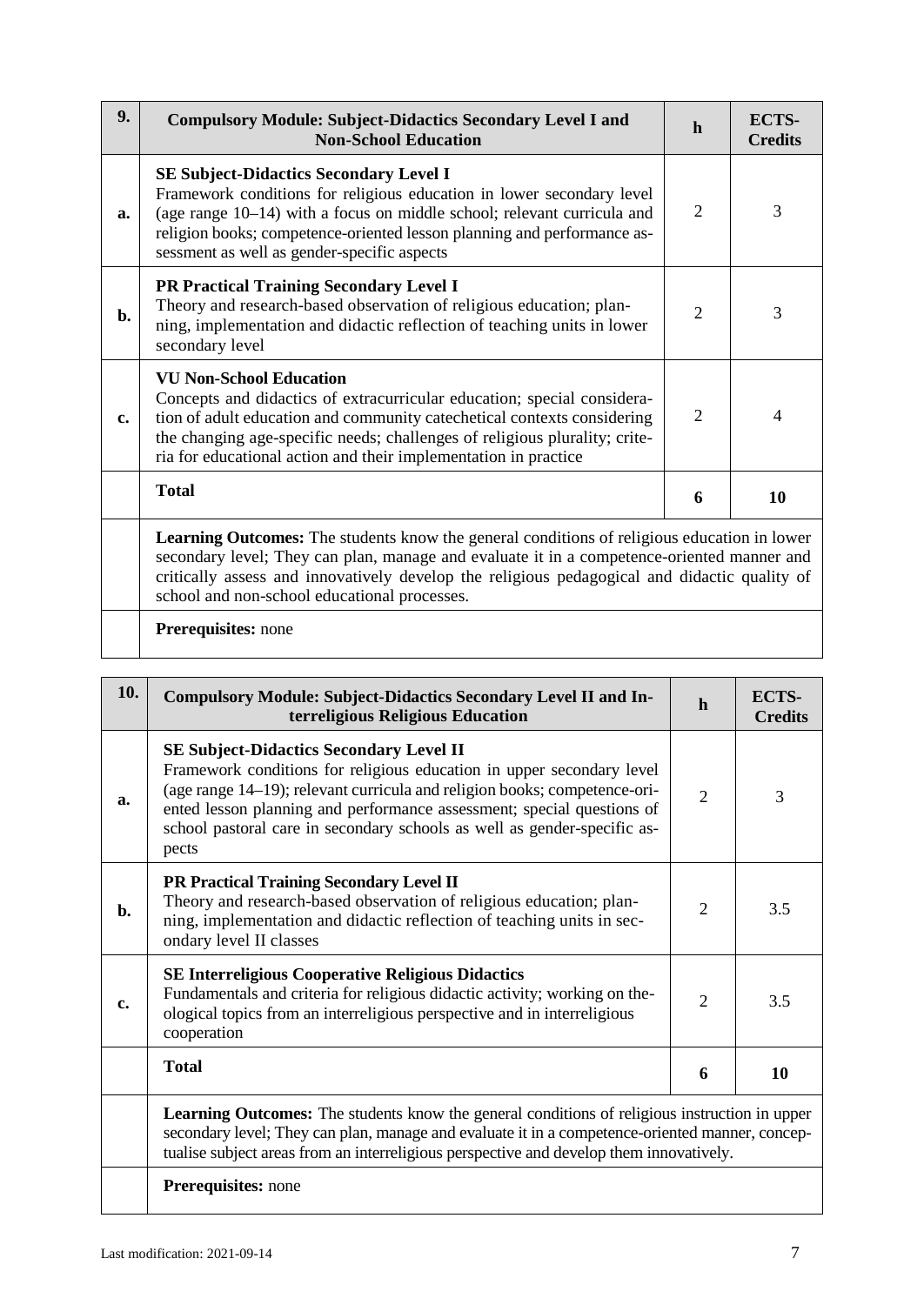| 9. | Compulsory Module: Subject-Didactics Secondary Level I and Non-School Education | h | ECTS-Credits |
|---|---|---|---|
| a. | **SE Subject-Didactics Secondary Level I**<br>Framework conditions for religious education in lower secondary level (age range 10–14) with a focus on middle school; relevant curricula and religion books; competence-oriented lesson planning and performance assessment as well as gender-specific aspects | 2 | 3 |
| b. | **PR Practical Training Secondary Level I**<br>Theory and research-based observation of religious education; planning, implementation and didactic reflection of teaching units in lower secondary level | 2 | 3 |
| c. | **VU Non-School Education**<br>Concepts and didactics of extracurricular education; special consideration of adult education and community catechetical contexts considering the changing age-specific needs; challenges of religious plurality; criteria for educational action and their implementation in practice | 2 | 4 |
| | **Total** | **6** | **10** |
| | **Learning Outcomes:** The students know the general conditions of religious education in lower secondary level; They can plan, manage and evaluate it in a competence-oriented manner and critically assess and innovatively develop the religious pedagogical and didactic quality of school and non-school educational processes. | | |
| | **Prerequisites:** none | | |

| 10. | Compulsory Module: Subject-Didactics Secondary Level II and Interreligious Religious Education | h | ECTS-Credits |
|---|---|---|---|
| a. | **SE Subject-Didactics Secondary Level II**<br>Framework conditions for religious education in upper secondary level (age range 14–19); relevant curricula and religion books; competence-oriented lesson planning and performance assessment; special questions of school pastoral care in secondary schools as well as gender-specific aspects | 2 | 3 |
| b. | **PR Practical Training Secondary Level II**<br>Theory and research-based observation of religious education; planning, implementation and didactic reflection of teaching units in secondary level II classes | 2 | 3.5 |
| c. | **SE Interreligious Cooperative Religious Didactics**<br>Fundamentals and criteria for religious didactic activity; working on theological topics from an interreligious perspective and in interreligious cooperation | 2 | 3.5 |
| | **Total** | **6** | **10** |
| | **Learning Outcomes:** The students know the general conditions of religious instruction in upper secondary level; They can plan, manage and evaluate it in a competence-oriented manner, conceptualise subject areas from an interreligious perspective and develop them innovatively. | | |
| | **Prerequisites:** none | | |

Last modification: 2021-09-14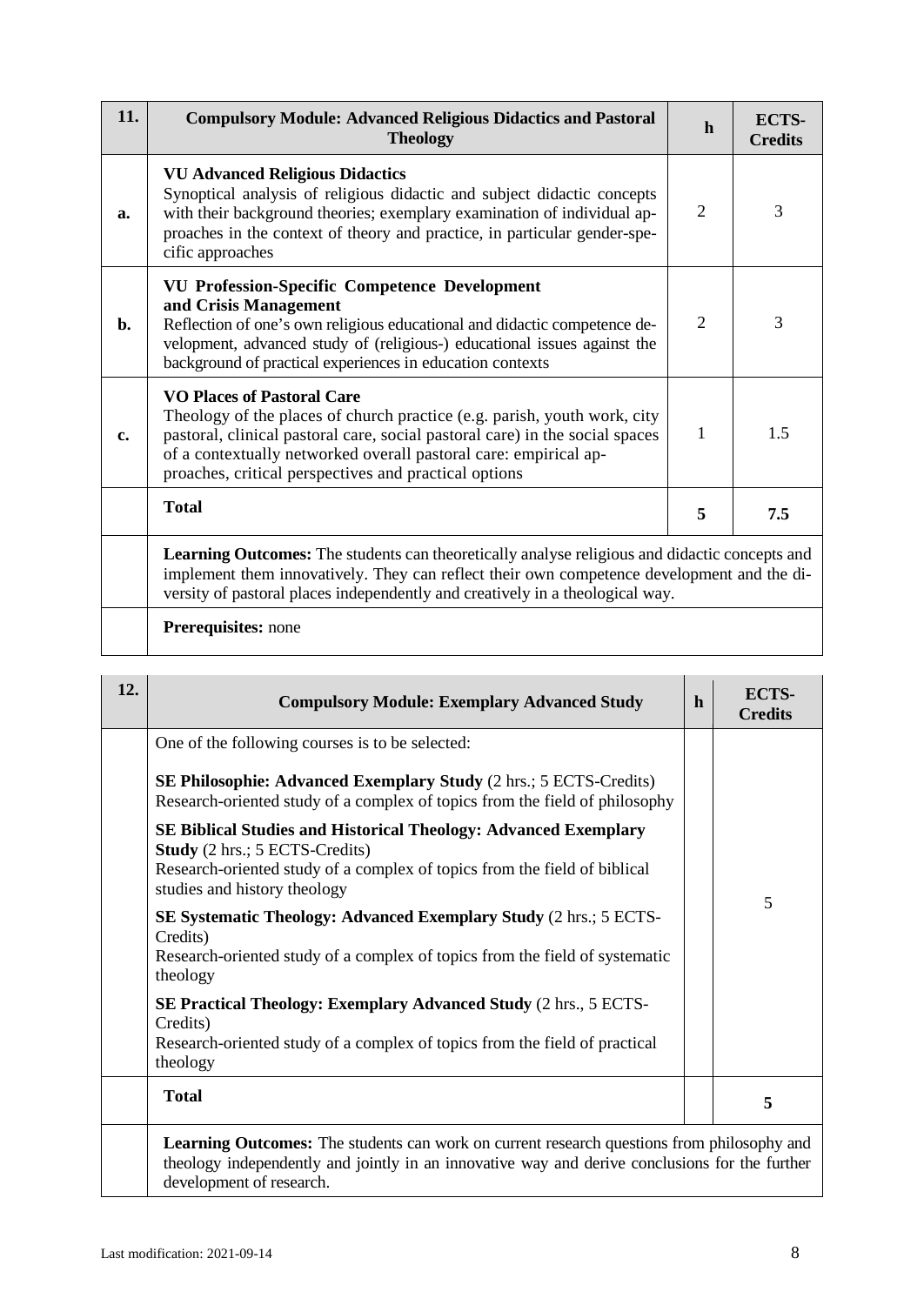| 11. | Compulsory Module: Advanced Religious Didactics and Pastoral Theology | h | ECTS-Credits |
|---|---|---|---|
| a. | **VU Advanced Religious Didactics**<br>Synoptical analysis of religious didactic and subject didactic concepts with their background theories; exemplary examination of individual approaches in the context of theory and practice, in particular gender-specific approaches | 2 | 3 |
| b. | **VU Profession-Specific Competence Development and Crisis Management**<br>Reflection of one's own religious educational and didactic competence development, advanced study of (religious-) educational issues against the background of practical experiences in education contexts | 2 | 3 |
| c. | **VO Places of Pastoral Care**<br>Theology of the places of church practice (e.g. parish, youth work, city pastoral, clinical pastoral care, social pastoral care) in the social spaces of a contextually networked overall pastoral care: empirical approaches, critical perspectives and practical options | 1 | 1.5 |
| | **Total** | **5** | **7.5** |
| | **Learning Outcomes:** The students can theoretically analyse religious and didactic concepts and implement them innovatively. They can reflect their own competence development and the diversity of pastoral places independently and creatively in a theological way. | | |
| | **Prerequisites:** none | | |

| 12. | Compulsory Module: Exemplary Advanced Study | h | ECTS-Credits |
|---|---|---|---|
| | One of the following courses is to be selected:<br><br>**SE Philosophie: Advanced Exemplary Study** (2 hrs.; 5 ECTS-Credits)<br>Research-oriented study of a complex of topics from the field of philosophy<br><br>**SE Biblical Studies and Historical Theology: Advanced Exemplary Study** (2 hrs.; 5 ECTS-Credits)<br>Research-oriented study of a complex of topics from the field of biblical studies and history theology<br><br>**SE Systematic Theology: Advanced Exemplary Study** (2 hrs.; 5 ECTS-Credits)<br>Research-oriented study of a complex of topics from the field of systematic theology<br><br>**SE Practical Theology: Exemplary Advanced Study** (2 hrs., 5 ECTS-Credits)<br>Research-oriented study of a complex of topics from the field of practical theology | | 5 |
| | **Total** | | **5** |
| | **Learning Outcomes:** The students can work on current research questions from philosophy and theology independently and jointly in an innovative way and derive conclusions for the further development of research. | | |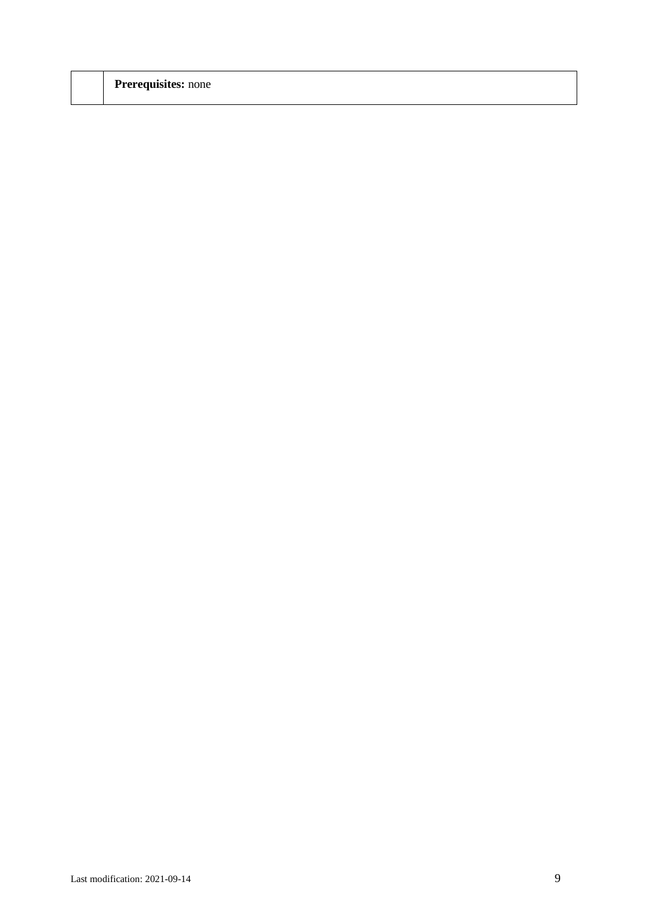|  | **Prerequisites:** none |
|---|---|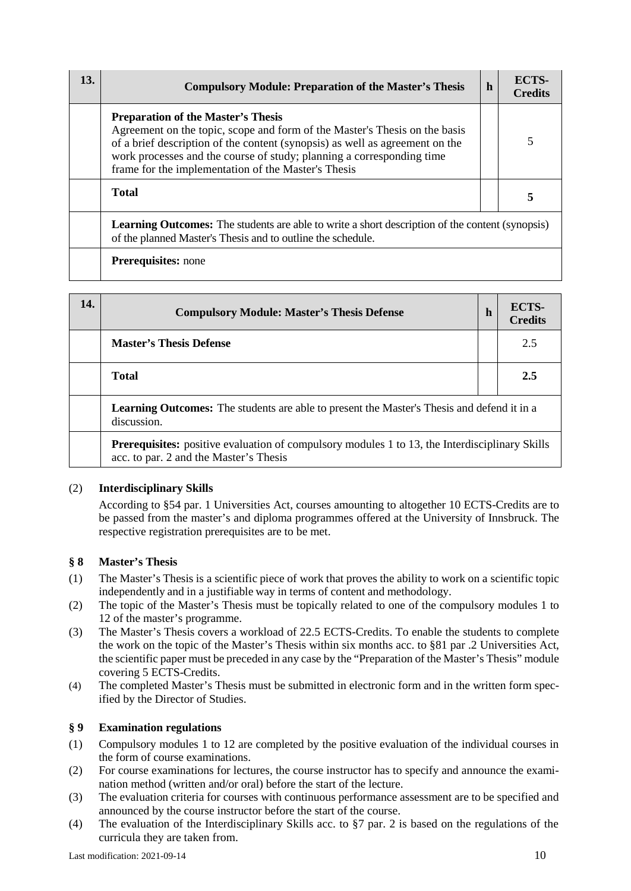| 13. | Compulsory Module: Preparation of the Master's Thesis | h | ECTS-Credits |
|---|---|---|---|
| | **Preparation of the Master's Thesis**<br>Agreement on the topic, scope and form of the Master's Thesis on the basis of a brief description of the content (synopsis) as well as agreement on the work processes and the course of study; planning a corresponding time frame for the implementation of the Master's Thesis | | 5 |
| | **Total** | | **5** |
| | **Learning Outcomes:** The students are able to write a short description of the content (synopsis) of the planned Master's Thesis and to outline the schedule. | | |
| | **Prerequisites:** none | | |

| 14. | Compulsory Module: Master's Thesis Defense | h | ECTS-Credits |
|---|---|---|---|
| | **Master's Thesis Defense** | | 2.5 |
| | **Total** | | **2.5** |
| | **Learning Outcomes:** The students are able to present the Master's Thesis and defend it in a discussion. | | |
| | **Prerequisites:** positive evaluation of compulsory modules 1 to 13, the Interdisciplinary Skills acc. to par. 2 and the Master's Thesis | | |

(2) **Interdisciplinary Skills**

According to §54 par. 1 Universities Act, courses amounting to altogether 10 ECTS-Credits are to be passed from the master's and diploma programmes offered at the University of Innsbruck. The respective registration prerequisites are to be met.

## § 8 Master's Thesis

(1) The Master's Thesis is a scientific piece of work that proves the ability to work on a scientific topic independently and in a justifiable way in terms of content and methodology.

(2) The topic of the Master's Thesis must be topically related to one of the compulsory modules 1 to 12 of the master's programme.

(3) The Master's Thesis covers a workload of 22.5 ECTS-Credits. To enable the students to complete the work on the topic of the Master's Thesis within six months acc. to §81 par .2 Universities Act, the scientific paper must be preceded in any case by the "Preparation of the Master's Thesis" module covering 5 ECTS-Credits.

(4) The completed Master's Thesis must be submitted in electronic form and in the written form specified by the Director of Studies.

## § 9 Examination regulations

(1) Compulsory modules 1 to 12 are completed by the positive evaluation of the individual courses in the form of course examinations.

(2) For course examinations for lectures, the course instructor has to specify and announce the examination method (written and/or oral) before the start of the lecture.

(3) The evaluation criteria for courses with continuous performance assessment are to be specified and announced by the course instructor before the start of the course.

(4) The evaluation of the Interdisciplinary Skills acc. to §7 par. 2 is based on the regulations of the curricula they are taken from.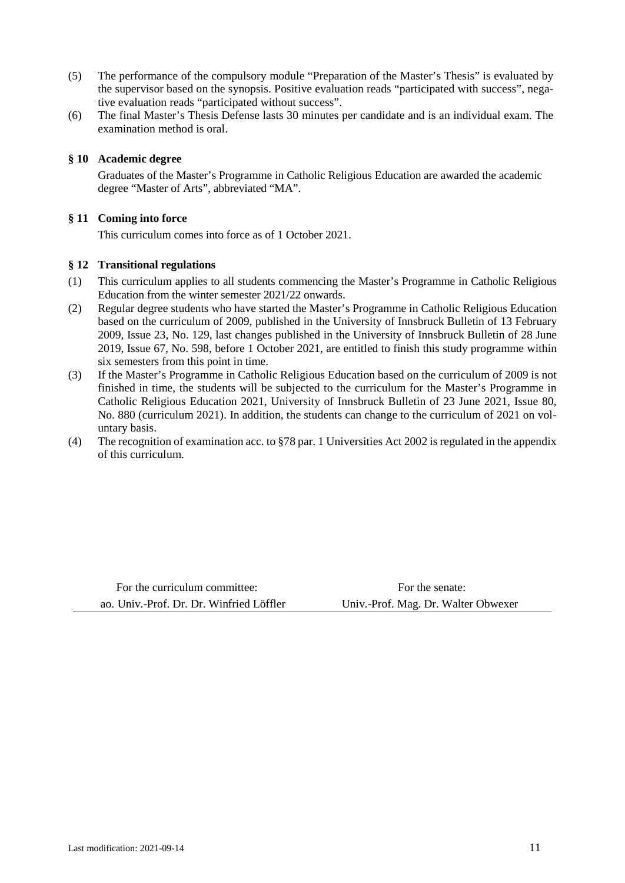(5) The performance of the compulsory module “Preparation of the Master’s Thesis” is evaluated by the supervisor based on the synopsis. Positive evaluation reads “participated with success”, negative evaluation reads “participated without success”.

(6) The final Master’s Thesis Defense lasts 30 minutes per candidate and is an individual exam. The examination method is oral.

### § 10 Academic degree

Graduates of the Master’s Programme in Catholic Religious Education are awarded the academic degree “Master of Arts”, abbreviated “MA”.

### § 11 Coming into force

This curriculum comes into force as of 1 October 2021.

### § 12 Transitional regulations

(1) This curriculum applies to all students commencing the Master’s Programme in Catholic Religious Education from the winter semester 2021/22 onwards.

(2) Regular degree students who have started the Master’s Programme in Catholic Religious Education based on the curriculum of 2009, published in the University of Innsbruck Bulletin of 13 February 2009, Issue 23, No. 129, last changes published in the University of Innsbruck Bulletin of 28 June 2019, Issue 67, No. 598, before 1 October 2021, are entitled to finish this study programme within six semesters from this point in time.

(3) If the Master’s Programme in Catholic Religious Education based on the curriculum of 2009 is not finished in time, the students will be subjected to the curriculum for the Master’s Programme in Catholic Religious Education 2021, University of Innsbruck Bulletin of 23 June 2021, Issue 80, No. 880 (curriculum 2021). In addition, the students can change to the curriculum of 2021 on voluntary basis.

(4) The recognition of examination acc. to §78 par. 1 Universities Act 2002 is regulated in the appendix of this curriculum.

| For the curriculum committee: | For the senate: |
| --- | --- |
| ao. Univ.-Prof. Dr. Dr. Winfried Löffler | Univ.-Prof. Mag. Dr. Walter Obwexer |

Last modification: 2021-09-14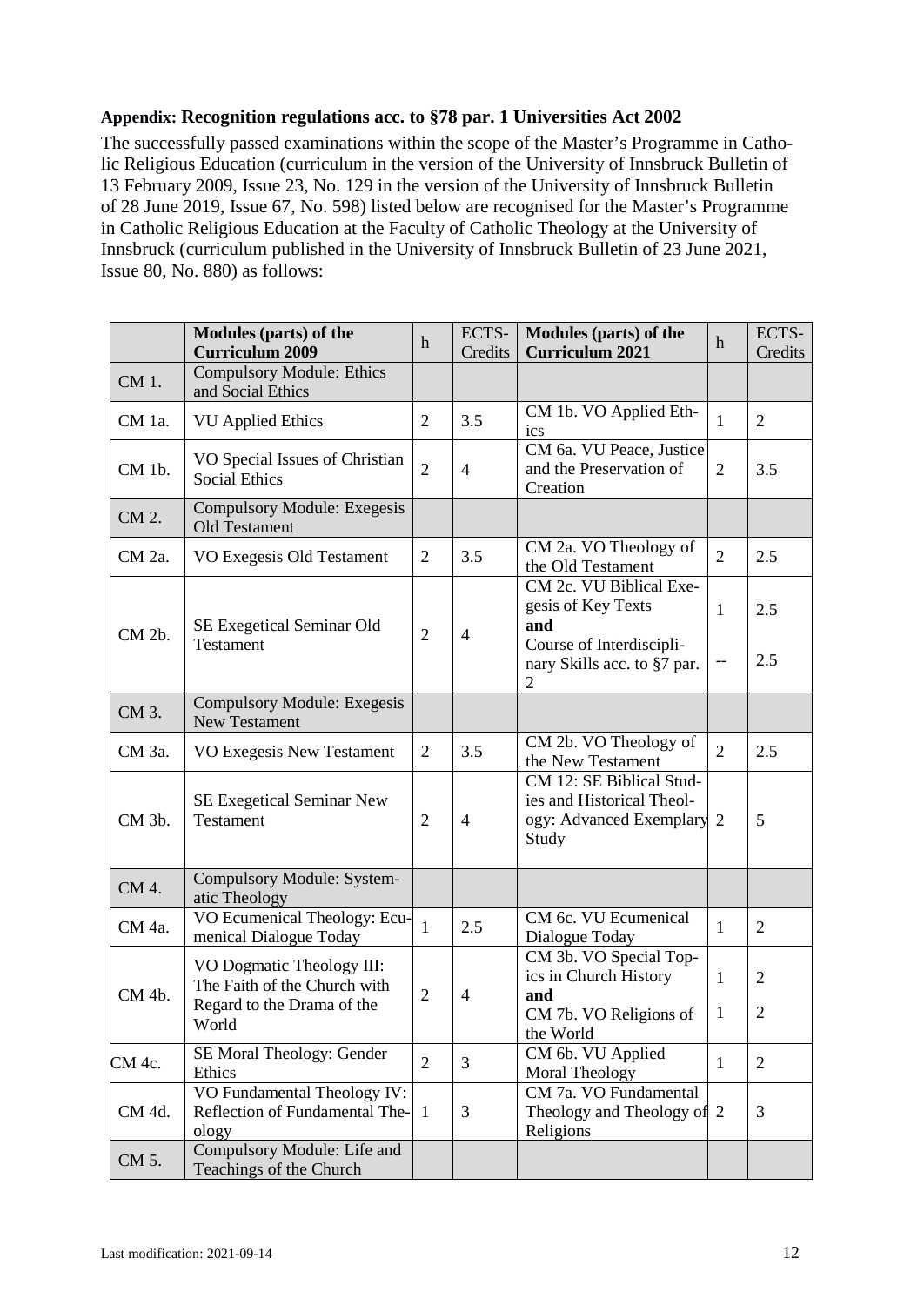## Appendix: Recognition regulations acc. to §78 par. 1 Universities Act 2002

The successfully passed examinations within the scope of the Master's Programme in Catholic Religious Education (curriculum in the version of the University of Innsbruck Bulletin of 13 February 2009, Issue 23, No. 129 in the version of the University of Innsbruck Bulletin of 28 June 2019, Issue 67, No. 598) listed below are recognised for the Master's Programme in Catholic Religious Education at the Faculty of Catholic Theology at the University of Innsbruck (curriculum published in the University of Innsbruck Bulletin of 23 June 2021, Issue 80, No. 880) as follows:

| | Modules (parts) of the Curriculum 2009 | h | ECTS-Credits | Modules (parts) of the Curriculum 2021 | h | ECTS-Credits |
|---|---|---|---|---|---|---|
| CM 1. | Compulsory Module: Ethics and Social Ethics | | | | | |
| CM 1a. | VU Applied Ethics | 2 | 3.5 | CM 1b. VO Applied Ethics | 1 | 2 |
| CM 1b. | VO Special Issues of Christian Social Ethics | 2 | 4 | CM 6a. VU Peace, Justice and the Preservation of Creation | 2 | 3.5 |
| CM 2. | Compulsory Module: Exegesis Old Testament | | | | | |
| CM 2a. | VO Exegesis Old Testament | 2 | 3.5 | CM 2a. VO Theology of the Old Testament | 2 | 2.5 |
| CM 2b. | SE Exegetical Seminar Old Testament | 2 | 4 | CM 2c. VU Biblical Exegesis of Key Texts **and** Course of Interdisciplinary Skills acc. to §7 par. 2 | 1<br>-- | 2.5<br>2.5 |
| CM 3. | Compulsory Module: Exegesis New Testament | | | | | |
| CM 3a. | VO Exegesis New Testament | 2 | 3.5 | CM 2b. VO Theology of the New Testament | 2 | 2.5 |
| CM 3b. | SE Exegetical Seminar New Testament | 2 | 4 | CM 12: SE Biblical Studies and Historical Theology: Advanced Exemplary Study | 2 | 5 |
| CM 4. | Compulsory Module: Systematic Theology | | | | | |
| CM 4a. | VO Ecumenical Theology: Ecumenical Dialogue Today | 1 | 2.5 | CM 6c. VU Ecumenical Dialogue Today | 1 | 2 |
| CM 4b. | VO Dogmatic Theology III: The Faith of the Church with Regard to the Drama of the World | 2 | 4 | CM 3b. VO Special Topics in Church History **and** CM 7b. VO Religions of the World | 1<br>1 | 2<br>2 |
| CM 4c. | SE Moral Theology: Gender Ethics | 2 | 3 | CM 6b. VU Applied Moral Theology | 1 | 2 |
| CM 4d. | VO Fundamental Theology IV: Reflection of Fundamental Theology | 1 | 3 | CM 7a. VO Fundamental Theology and Theology of Religions | 2 | 3 |
| CM 5. | Compulsory Module: Life and Teachings of the Church | | | | | |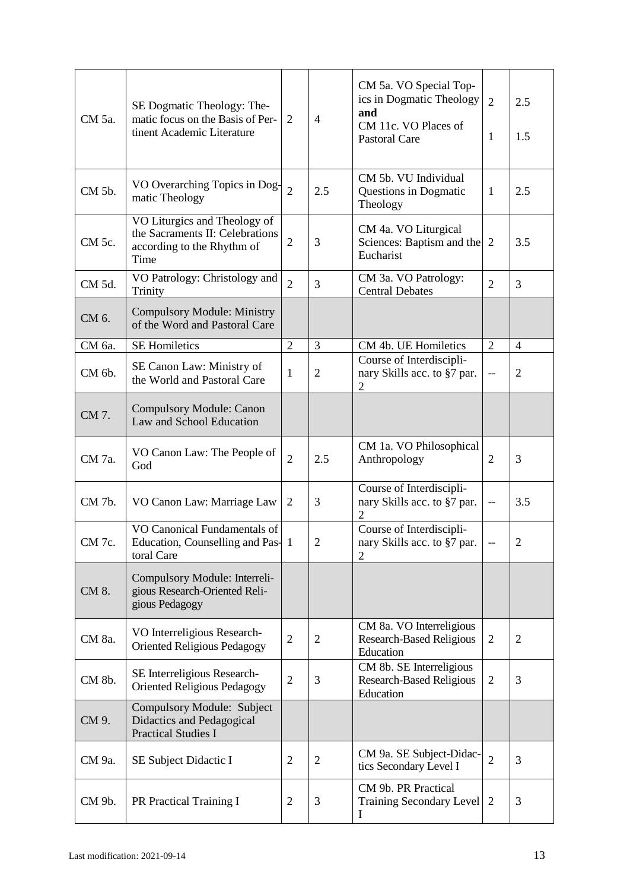| | | | | | | |
|---|---|---|---|---|---|---|
| CM 5a. | SE Dogmatic Theology: Thematic focus on the Basis of Pertinent Academic Literature | 2 | 4 | CM 5a. VO Special Topics in Dogmatic Theology **and** CM 11c. VO Places of Pastoral Care | 2<br>1 | 2.5<br>1.5 |
| CM 5b. | VO Overarching Topics in Dogmatic Theology | 2 | 2.5 | CM 5b. VU Individual Questions in Dogmatic Theology | 1 | 2.5 |
| CM 5c. | VO Liturgics and Theology of the Sacraments II: Celebrations according to the Rhythm of Time | 2 | 3 | CM 4a. VO Liturgical Sciences: Baptism and the Eucharist | 2 | 3.5 |
| CM 5d. | VO Patrology: Christology and Trinity | 2 | 3 | CM 3a. VO Patrology: Central Debates | 2 | 3 |
| CM 6. | Compulsory Module: Ministry of the Word and Pastoral Care | | | | | |
| CM 6a. | SE Homiletics | 2 | 3 | CM 4b. UE Homiletics | 2 | 4 |
| CM 6b. | SE Canon Law: Ministry of the World and Pastoral Care | 1 | 2 | Course of Interdisciplinary Skills acc. to §7 par. 2 | -- | 2 |
| CM 7. | Compulsory Module: Canon Law and School Education | | | | | |
| CM 7a. | VO Canon Law: The People of God | 2 | 2.5 | CM 1a. VO Philosophical Anthropology | 2 | 3 |
| CM 7b. | VO Canon Law: Marriage Law | 2 | 3 | Course of Interdisciplinary Skills acc. to §7 par. 2 | -- | 3.5 |
| CM 7c. | VO Canonical Fundamentals of Education, Counselling and Pastoral Care | 1 | 2 | Course of Interdisciplinary Skills acc. to §7 par. 2 | -- | 2 |
| CM 8. | Compulsory Module: Interreligious Research-Oriented Religious Pedagogy | | | | | |
| CM 8a. | VO Interreligious Research-Oriented Religious Pedagogy | 2 | 2 | CM 8a. VO Interreligious Research-Based Religious Education | 2 | 2 |
| CM 8b. | SE Interreligious Research-Oriented Religious Pedagogy | 2 | 3 | CM 8b. SE Interreligious Research-Based Religious Education | 2 | 3 |
| CM 9. | Compulsory Module: Subject Didactics and Pedagogical Practical Studies I | | | | | |
| CM 9a. | SE Subject Didactic I | 2 | 2 | CM 9a. SE Subject-Didactics Secondary Level I | 2 | 3 |
| CM 9b. | PR Practical Training I | 2 | 3 | CM 9b. PR Practical Training Secondary Level I | 2 | 3 |

Last modification: 2021-09-14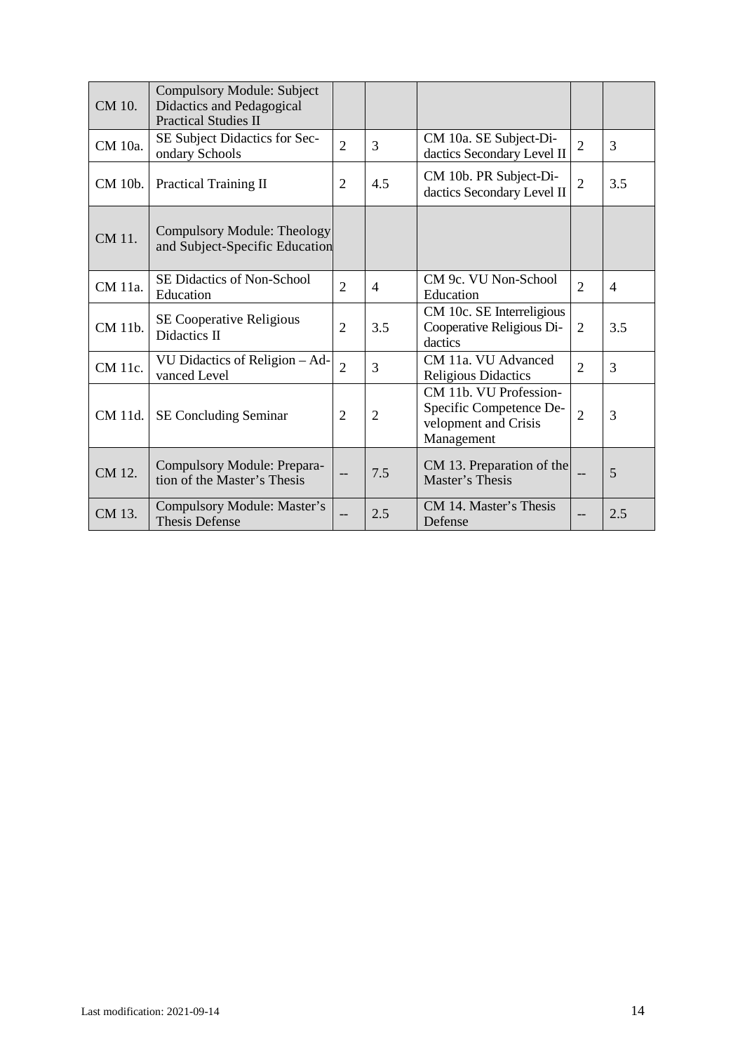| | | | | | | |
|---|---|---|---|---|---|---|
| CM 10. | Compulsory Module: Subject Didactics and Pedagogical Practical Studies II | | | | | |
| CM 10a. | SE Subject Didactics for Secondary Schools | 2 | 3 | CM 10a. SE Subject-Didactics Secondary Level II | 2 | 3 |
| CM 10b. | Practical Training II | 2 | 4.5 | CM 10b. PR Subject-Didactics Secondary Level II | 2 | 3.5 |
| CM 11. | Compulsory Module: Theology and Subject-Specific Education | | | | | |
| CM 11a. | SE Didactics of Non-School Education | 2 | 4 | CM 9c. VU Non-School Education | 2 | 4 |
| CM 11b. | SE Cooperative Religious Didactics II | 2 | 3.5 | CM 10c. SE Interreligious Cooperative Religious Didactics | 2 | 3.5 |
| CM 11c. | VU Didactics of Religion – Advanced Level | 2 | 3 | CM 11a. VU Advanced Religious Didactics | 2 | 3 |
| CM 11d. | SE Concluding Seminar | 2 | 2 | CM 11b. VU Profession-Specific Competence Development and Crisis Management | 2 | 3 |
| CM 12. | Compulsory Module: Preparation of the Master's Thesis | -- | 7.5 | CM 13. Preparation of the Master's Thesis | -- | 5 |
| CM 13. | Compulsory Module: Master's Thesis Defense | -- | 2.5 | CM 14. Master's Thesis Defense | -- | 2.5 |

Last modification: 2021-09-14